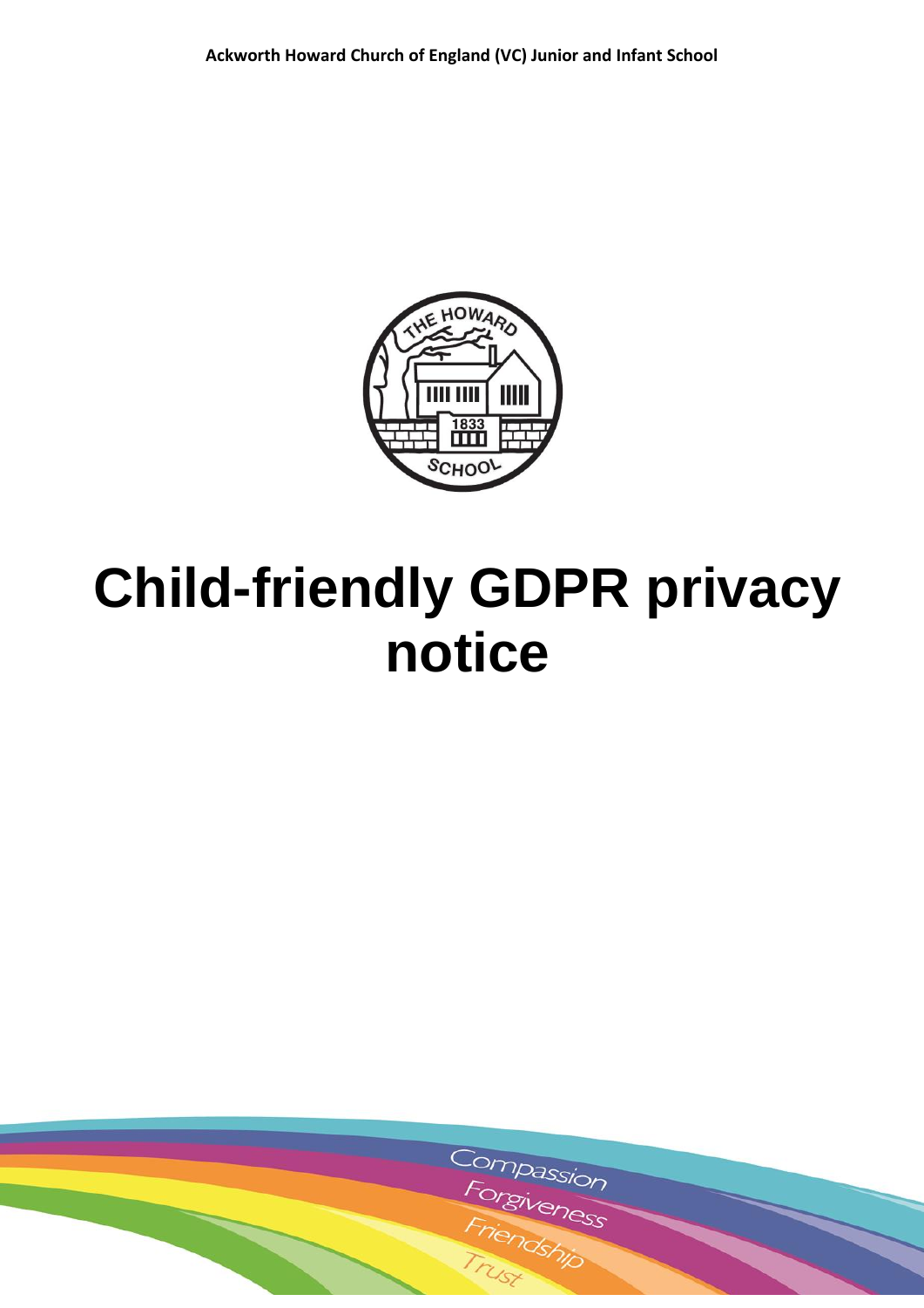Ackworth Howard Church of England (VC) Junior and Infant School

# Child-friendly GDPR privacy notice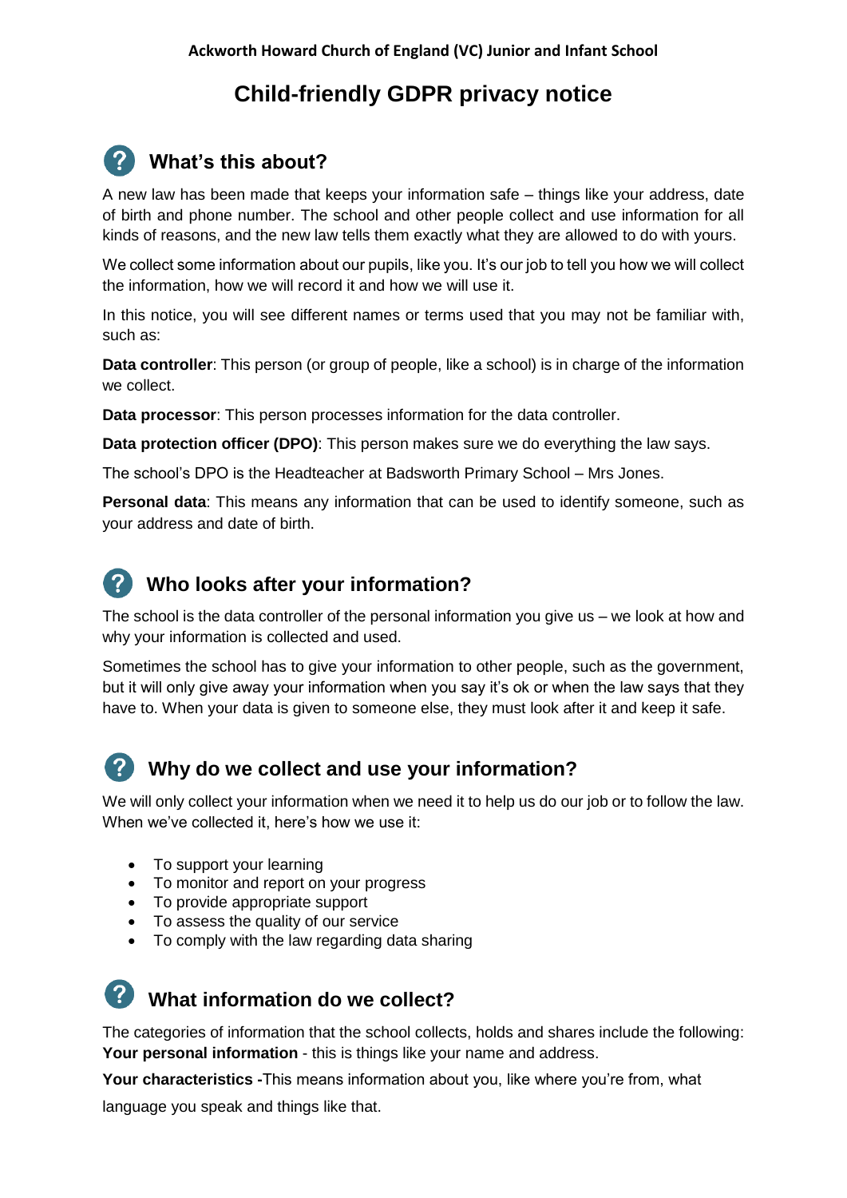**Ackworth Howard Church of England (VC) Junior and Infant School**

# Child-friendly GDPR privacy notice

## What's this about?

A new law has been made that keeps your information safe – things like your address, date of birth and phone number. The school and other people collect and use information for all kinds of reasons, and the new law tells them exactly what they are allowed to do with yours.

We collect some information about our pupils, like you. It's our job to tell you how we will collect the information, how we will record it and how we will use it.

In this notice, you will see different names or terms used that you may not be familiar with, such as:

**Data controller**: This person (or group of people, like a school) is in charge of the information we collect.

**Data processor**: This person processes information for the data controller.

**Data protection officer (DPO)**: This person makes sure we do everything the law says.

The school's DPO is the Headteacher at Badsworth Primary School – Mrs Jones.

**Personal data**: This means any information that can be used to identify someone, such as your address and date of birth.

## Who looks after your information?

The school is the data controller of the personal information you give us – we look at how and why your information is collected and used.

Sometimes the school has to give your information to other people, such as the government, but it will only give away your information when you say it's ok or when the law says that they have to. When your data is given to someone else, they must look after it and keep it safe.

## Why do we collect and use your information?

We will only collect your information when we need it to help us do our job or to follow the law. When we've collected it, here's how we use it:

- To support your learning
- To monitor and report on your progress
- To provide appropriate support
- To assess the quality of our service
- To comply with the law regarding data sharing

## What information do we collect?

The categories of information that the school collects, holds and shares include the following:
**Your personal information** - this is things like your name and address.

**Your characteristics** -This means information about you, like where you're from, what language you speak and things like that.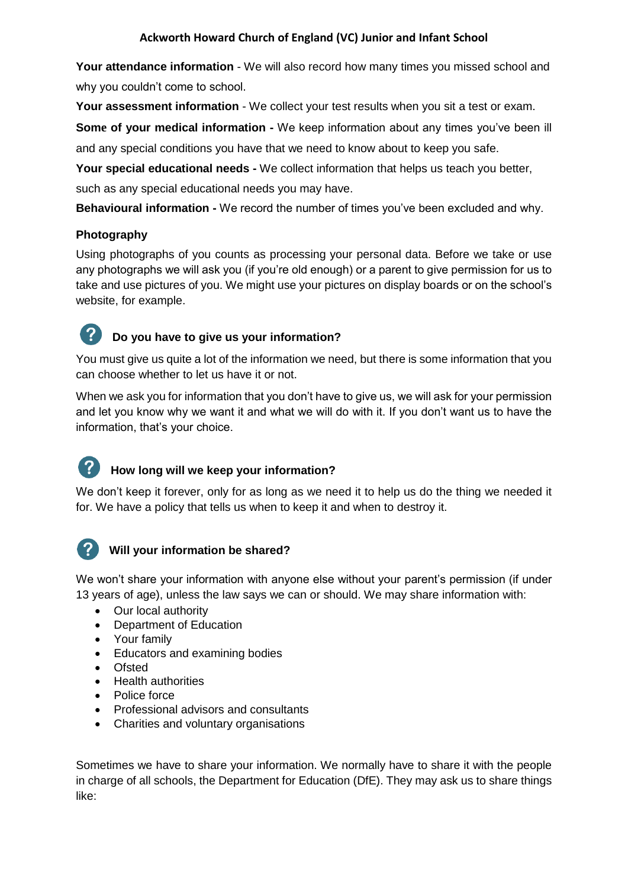**Your attendance information** - We will also record how many times you missed school and why you couldn't come to school.

**Your assessment information** - We collect your test results when you sit a test or exam.

**Some of your medical information -** We keep information about any times you've been ill and any special conditions you have that we need to know about to keep you safe.

**Your special educational needs -** We collect information that helps us teach you better, such as any special educational needs you may have.

**Behavioural information -** We record the number of times you've been excluded and why.

**Photography**

Using photographs of you counts as processing your personal data. Before we take or use any photographs we will ask you (if you're old enough) or a parent to give permission for us to take and use pictures of you. We might use your pictures on display boards or on the school's website, for example.

## Do you have to give us your information?

You must give us quite a lot of the information we need, but there is some information that you can choose whether to let us have it or not.

When we ask you for information that you don't have to give us, we will ask for your permission and let you know why we want it and what we will do with it. If you don't want us to have the information, that's your choice.

## How long will we keep your information?

We don't keep it forever, only for as long as we need it to help us do the thing we needed it for. We have a policy that tells us when to keep it and when to destroy it.

## Will your information be shared?

We won't share your information with anyone else without your parent's permission (if under 13 years of age), unless the law says we can or should. We may share information with:

- Our local authority
- Department of Education
- Your family
- Educators and examining bodies
- Ofsted
- Health authorities
- Police force
- Professional advisors and consultants
- Charities and voluntary organisations

Sometimes we have to share your information. We normally have to share it with the people in charge of all schools, the Department for Education (DfE). They may ask us to share things like: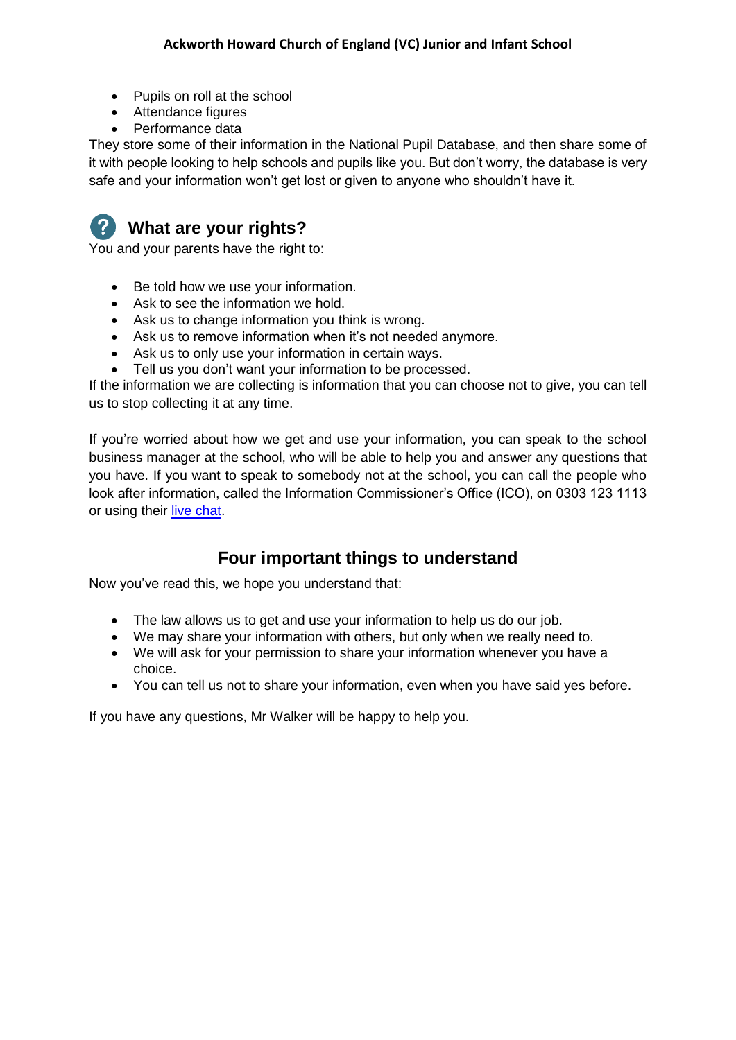- Pupils on roll at the school
- Attendance figures
- Performance data

They store some of their information in the National Pupil Database, and then share some of it with people looking to help schools and pupils like you. But don't worry, the database is very safe and your information won't get lost or given to anyone who shouldn't have it.

## What are your rights?

You and your parents have the right to:

- Be told how we use your information.
- Ask to see the information we hold.
- Ask us to change information you think is wrong.
- Ask us to remove information when it's not needed anymore.
- Ask us to only use your information in certain ways.
- Tell us you don't want your information to be processed.

If the information we are collecting is information that you can choose not to give, you can tell us to stop collecting it at any time.

If you're worried about how we get and use your information, you can speak to the school business manager at the school, who will be able to help you and answer any questions that you have. If you want to speak to somebody not at the school, you can call the people who look after information, called the Information Commissioner's Office (ICO), on 0303 123 1113 or using their live chat.

## Four important things to understand

Now you've read this, we hope you understand that:

- The law allows us to get and use your information to help us do our job.
- We may share your information with others, but only when we really need to.
- We will ask for your permission to share your information whenever you have a choice.
- You can tell us not to share your information, even when you have said yes before.

If you have any questions, Mr Walker will be happy to help you.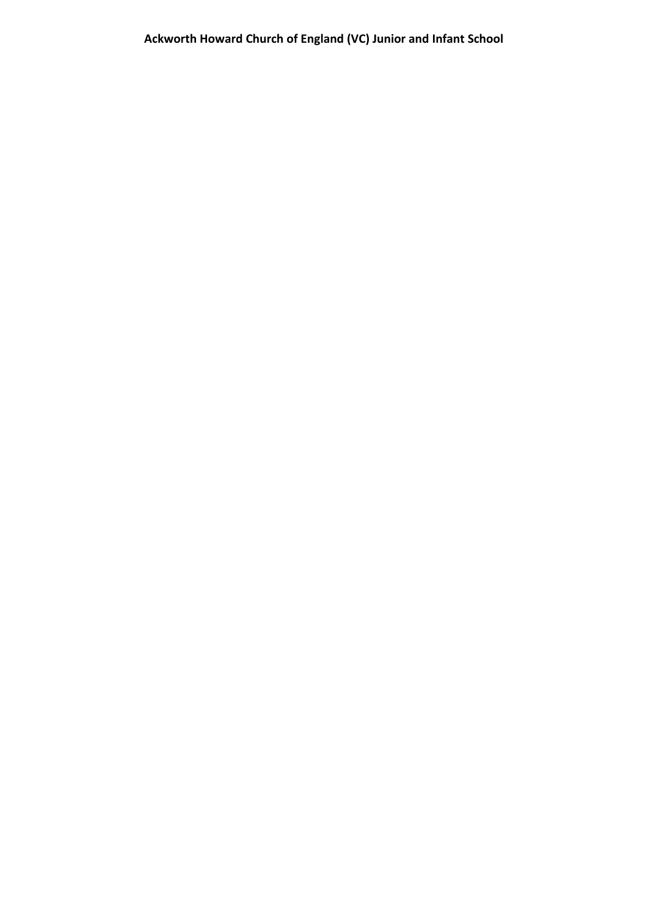**Ackworth Howard Church of England (VC) Junior and Infant School**